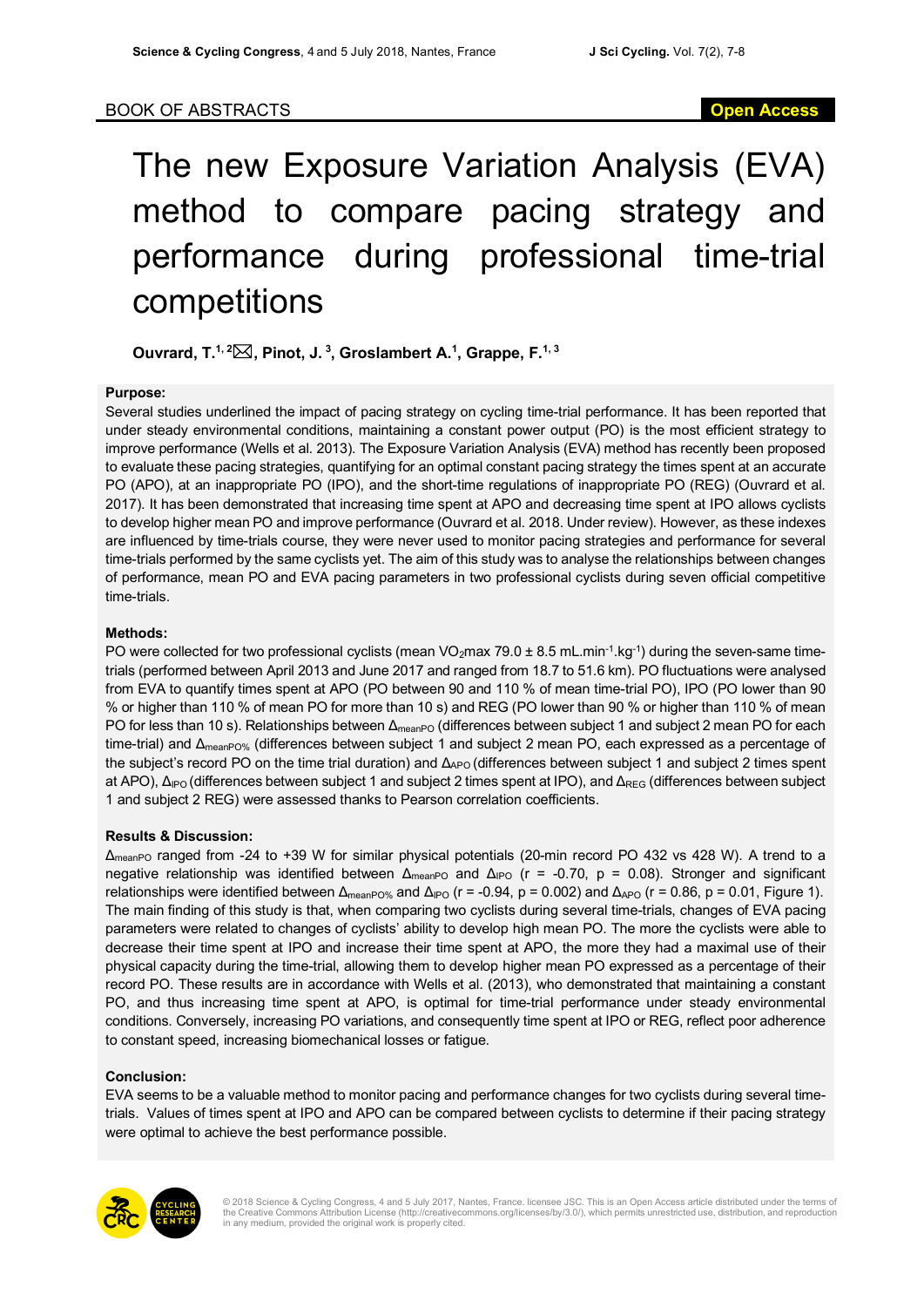BOOK OF ABSTRACTS

Open Access

# The new Exposure Variation Analysis (EVA) method to compare pacing strategy and performance during professional time-trial competitions

**Ouvrard, T.[1, 2]✉, Pinot, J. [3], Groslambert A.[1], Grappe, F.[1, 3]**

### Purpose:

Several studies underlined the impact of pacing strategy on cycling time-trial performance. It has been reported that under steady environmental conditions, maintaining a constant power output (PO) is the most efficient strategy to improve performance (Wells et al. 2013). The Exposure Variation Analysis (EVA) method has recently been proposed to evaluate these pacing strategies, quantifying for an optimal constant pacing strategy the times spent at an accurate PO (APO), at an inappropriate PO (IPO), and the short-time regulations of inappropriate PO (REG) (Ouvrard et al. 2017). It has been demonstrated that increasing time spent at APO and decreasing time spent at IPO allows cyclists to develop higher mean PO and improve performance (Ouvrard et al. 2018. Under review). However, as these indexes are influenced by time-trials course, they were never used to monitor pacing strategies and performance for several time-trials performed by the same cyclists yet. The aim of this study was to analyse the relationships between changes of performance, mean PO and EVA pacing parameters in two professional cyclists during seven official competitive time-trials.

### Methods:

PO were collected for two professional cyclists (mean $VO_2max$ 79.0 ± 8.5 $mL.min^{-1}.kg^{-1}$) during the seven-same time-trials (performed between April 2013 and June 2017 and ranged from 18.7 to 51.6 km). PO fluctuations were analysed from EVA to quantify times spent at APO (PO between 90 and 110 % of mean time-trial PO), IPO (PO lower than 90 % or higher than 110 % of mean PO for more than 10 s) and REG (PO lower than 90 % or higher than 110 % of mean PO for less than 10 s). Relationships between $\Delta_{meanPO}$ (differences between subject 1 and subject 2 mean PO for each time-trial) and $\Delta_{meanPO\%}$ (differences between subject 1 and subject 2 mean PO, each expressed as a percentage of the subject's record PO on the time trial duration) and $\Delta_{APO}$ (differences between subject 1 and subject 2 times spent at APO), $\Delta_{IPO}$ (differences between subject 1 and subject 2 times spent at IPO), and $\Delta_{REG}$ (differences between subject 1 and subject 2 REG) were assessed thanks to Pearson correlation coefficients.

### Results & Discussion:

$\Delta_{meanPO}$ ranged from -24 to +39 W for similar physical potentials (20-min record PO 432 vs 428 W). A trend to a negative relationship was identified between $\Delta_{meanPO}$ and $\Delta_{IPO}$ ($r = -0.70$, $p = 0.08$). Stronger and significant relationships were identified between $\Delta_{meanPO\%}$ and $\Delta_{IPO}$ ($r = -0.94$, $p = 0.002$) and $\Delta_{APO}$ ($r = 0.86$, $p = 0.01$, Figure 1). The main finding of this study is that, when comparing two cyclists during several time-trials, changes of EVA pacing parameters were related to changes of cyclists' ability to develop high mean PO. The more the cyclists were able to decrease their time spent at IPO and increase their time spent at APO, the more they had a maximal use of their physical capacity during the time-trial, allowing them to develop higher mean PO expressed as a percentage of their record PO. These results are in accordance with Wells et al. (2013), who demonstrated that maintaining a constant PO, and thus increasing time spent at APO, is optimal for time-trial performance under steady environmental conditions. Conversely, increasing PO variations, and consequently time spent at IPO or REG, reflect poor adherence to constant speed, increasing biomechanical losses or fatigue.

### Conclusion:

EVA seems to be a valuable method to monitor pacing and performance changes for two cyclists during several time-trials. Values of times spent at IPO and APO can be compared between cyclists to determine if their pacing strategy were optimal to achieve the best performance possible.

© 2018 Science & Cycling Congress, 4 and 5 July 2017, Nantes, France. licensee JSC. This is an Open Access article distributed under the terms of the Creative Commons Attribution License (http://creativecommons.org/licenses/by/3.0/), which permits unrestricted use, distribution, and reproduction in any medium, provided the original work is properly cited.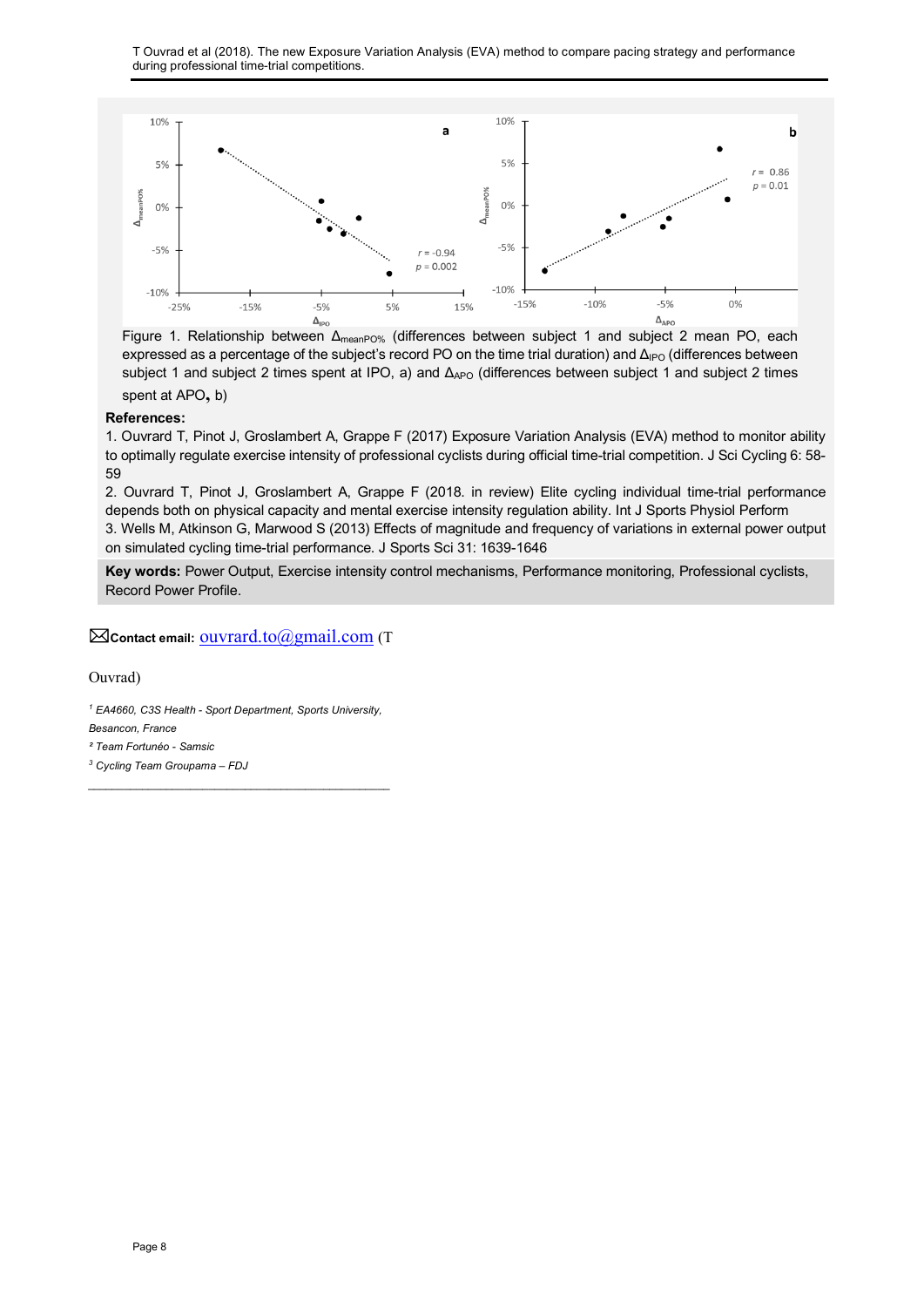a

10%

5%

0%

-5%

-10%

$\Delta_{meanPO\%}$

-25%

-15%

-5%

5%

15%

$\Delta_{IPO}$

$r$ = -0.94

$p$ = 0.002

b

10%

5%

0%

-5%

-10%

$\Delta_{meanPO\%}$

-15%

-10%

-5%

0%

$\Delta_{APO}$

$r$ = 0.86

$p$ = 0.01

Figure 1. Relationship between $\Delta_{meanPO\%}$ (differences between subject 1 and subject 2 mean PO, each expressed as a percentage of the subject's record PO on the time trial duration) and $\Delta_{IPO}$ (differences between subject 1 and subject 2 times spent at IPO, a) and $\Delta_{APO}$ (differences between subject 1 and subject 2 times spent at APO, b)

**References:**

1. Ouvrard T, Pinot J, Groslambert A, Grappe F (2017) Exposure Variation Analysis (EVA) method to monitor ability to optimally regulate exercise intensity of professional cyclists during official time-trial competition. J Sci Cycling 6: 58-59
2. Ouvrard T, Pinot J, Groslambert A, Grappe F (2018. in review) Elite cycling individual time-trial performance depends both on physical capacity and mental exercise intensity regulation ability. Int J Sports Physiol Perform
3. Wells M, Atkinson G, Marwood S (2013) Effects of magnitude and frequency of variations in external power output on simulated cycling time-trial performance. J Sports Sci 31: 1639-1646

**Key words:** Power Output, Exercise intensity control mechanisms, Performance monitoring, Professional cyclists, Record Power Profile.

✉**Contact email:** ouvrard.to@gmail.com (T Ouvrad)

[1] *EA4660, C3S Health - Sport Department, Sports University, Besancon, France*

[2] *Team Fortunéo - Samsic*

[3] *Cycling Team Groupama – FDJ*